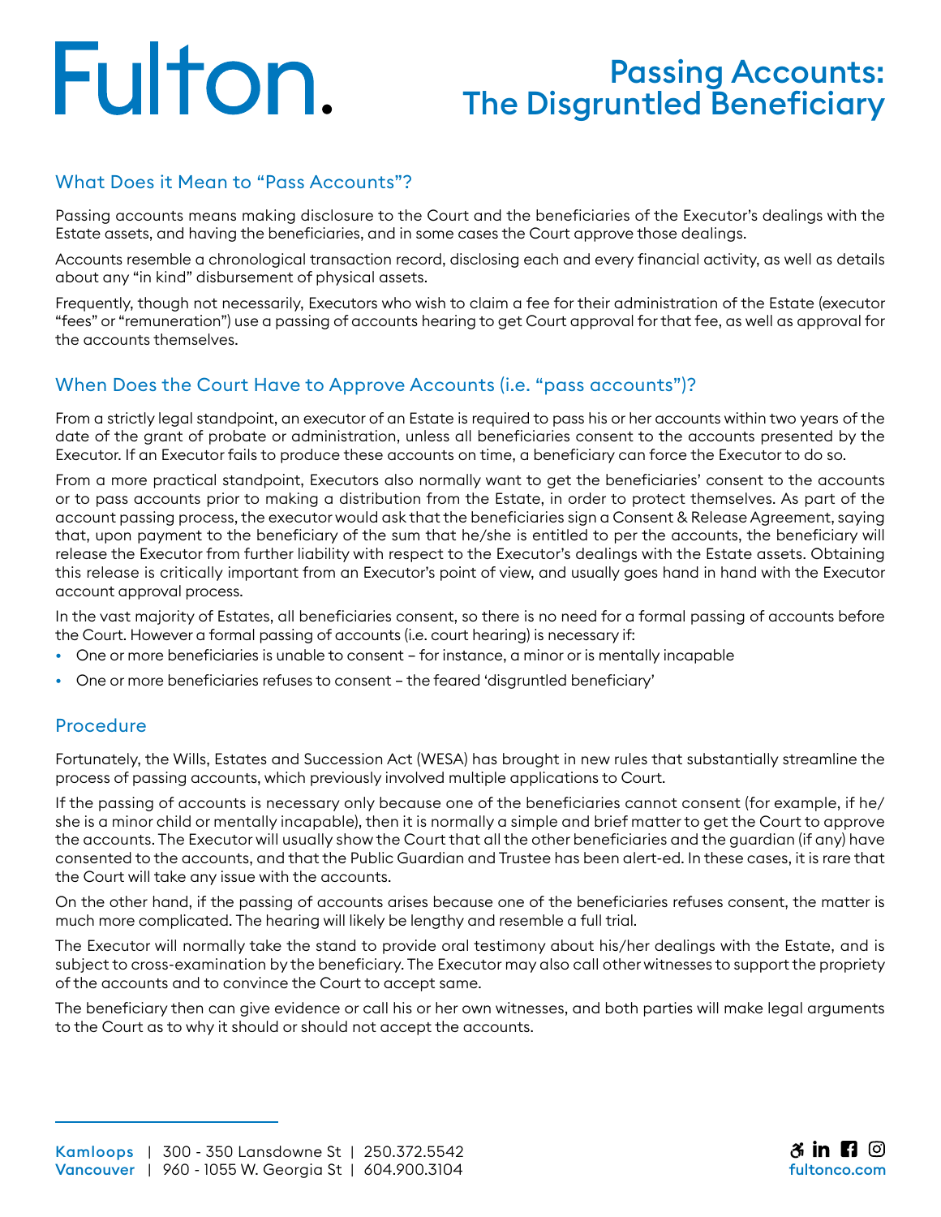# Fulton.

# Passing Accounts: The Disgruntled Beneficiary

## What Does it Mean to "Pass Accounts"?

Passing accounts means making disclosure to the Court and the beneficiaries of the Executor's dealings with the Estate assets, and having the beneficiaries, and in some cases the Court approve those dealings.

Accounts resemble a chronological transaction record, disclosing each and every financial activity, as well as details about any "in kind" disbursement of physical assets.

Frequently, though not necessarily, Executors who wish to claim a fee for their administration of the Estate (executor "fees" or "remuneration") use a passing of accounts hearing to get Court approval for that fee, as well as approval for the accounts themselves.

## When Does the Court Have to Approve Accounts (i.e. "pass accounts")?

From a strictly legal standpoint, an executor of an Estate is required to pass his or her accounts within two years of the date of the grant of probate or administration, unless all beneficiaries consent to the accounts presented by the Executor. If an Executor fails to produce these accounts on time, a beneficiary can force the Executor to do so.

From a more practical standpoint, Executors also normally want to get the beneficiaries' consent to the accounts or to pass accounts prior to making a distribution from the Estate, in order to protect themselves. As part of the account passing process, the executor would ask that the beneficiaries sign a Consent & Release Agreement, saying that, upon payment to the beneficiary of the sum that he/she is entitled to per the accounts, the beneficiary will release the Executor from further liability with respect to the Executor's dealings with the Estate assets. Obtaining this release is critically important from an Executor's point of view, and usually goes hand in hand with the Executor account approval process.

In the vast majority of Estates, all beneficiaries consent, so there is no need for a formal passing of accounts before the Court. However a formal passing of accounts (i.e. court hearing) is necessary if:

- One or more beneficiaries is unable to consent – for instance, a minor or is mentally incapable
- One or more beneficiaries refuses to consent – the feared 'disgruntled beneficiary'

## Procedure

Fortunately, the Wills, Estates and Succession Act (WESA) has brought in new rules that substantially streamline the process of passing accounts, which previously involved multiple applications to Court.

If the passing of accounts is necessary only because one of the beneficiaries cannot consent (for example, if he/she is a minor child or mentally incapable), then it is normally a simple and brief matter to get the Court to approve the accounts. The Executor will usually show the Court that all the other beneficiaries and the guardian (if any) have consented to the accounts, and that the Public Guardian and Trustee has been alert-ed. In these cases, it is rare that the Court will take any issue with the accounts.

On the other hand, if the passing of accounts arises because one of the beneficiaries refuses consent, the matter is much more complicated. The hearing will likely be lengthy and resemble a full trial.

The Executor will normally take the stand to provide oral testimony about his/her dealings with the Estate, and is subject to cross-examination by the beneficiary. The Executor may also call other witnesses to support the propriety of the accounts and to convince the Court to accept same.

The beneficiary then can give evidence or call his or her own witnesses, and both parties will make legal arguments to the Court as to why it should or should not accept the accounts.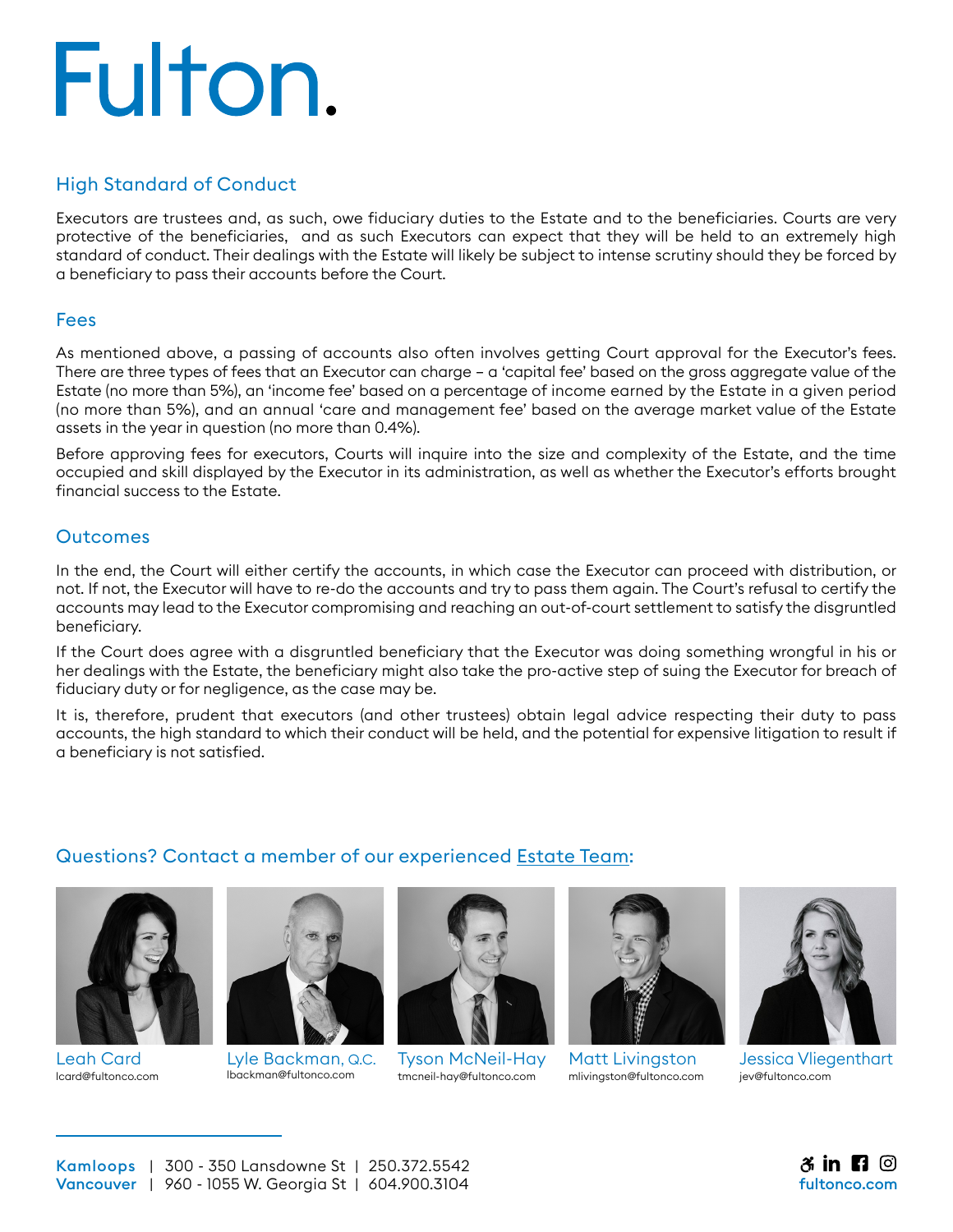# Fulton.

## High Standard of Conduct

Executors are trustees and, as such, owe fiduciary duties to the Estate and to the beneficiaries. Courts are very protective of the beneficiaries, and as such Executors can expect that they will be held to an extremely high standard of conduct. Their dealings with the Estate will likely be subject to intense scrutiny should they be forced by a beneficiary to pass their accounts before the Court.

## Fees

As mentioned above, a passing of accounts also often involves getting Court approval for the Executor's fees. There are three types of fees that an Executor can charge – a 'capital fee' based on the gross aggregate value of the Estate (no more than 5%), an 'income fee' based on a percentage of income earned by the Estate in a given period (no more than 5%), and an annual 'care and management fee' based on the average market value of the Estate assets in the year in question (no more than 0.4%).

Before approving fees for executors, Courts will inquire into the size and complexity of the Estate, and the time occupied and skill displayed by the Executor in its administration, as well as whether the Executor's efforts brought financial success to the Estate.

## Outcomes

In the end, the Court will either certify the accounts, in which case the Executor can proceed with distribution, or not. If not, the Executor will have to re-do the accounts and try to pass them again. The Court's refusal to certify the accounts may lead to the Executor compromising and reaching an out-of-court settlement to satisfy the disgruntled beneficiary.

If the Court does agree with a disgruntled beneficiary that the Executor was doing something wrongful in his or her dealings with the Estate, the beneficiary might also take the pro-active step of suing the Executor for breach of fiduciary duty or for negligence, as the case may be.

It is, therefore, prudent that executors (and other trustees) obtain legal advice respecting their duty to pass accounts, the high standard to which their conduct will be held, and the potential for expensive litigation to result if a beneficiary is not satisfied.

## Questions? Contact a member of our experienced Estate Team:

Leah Card
lcard@fultonco.com

Lyle Backman, Q.C.
lbackman@fultonco.com

Tyson McNeil-Hay
tmcneil-hay@fultonco.com

Matt Livingston
mlivingston@fultonco.com

Jessica Vliegenthart
jev@fultonco.com

**Kamloops** | 300 - 350 Lansdowne St | 250.372.5542
**Vancouver** | 960 - 1055 W. Georgia St | 604.900.3104

**fultonco.com**